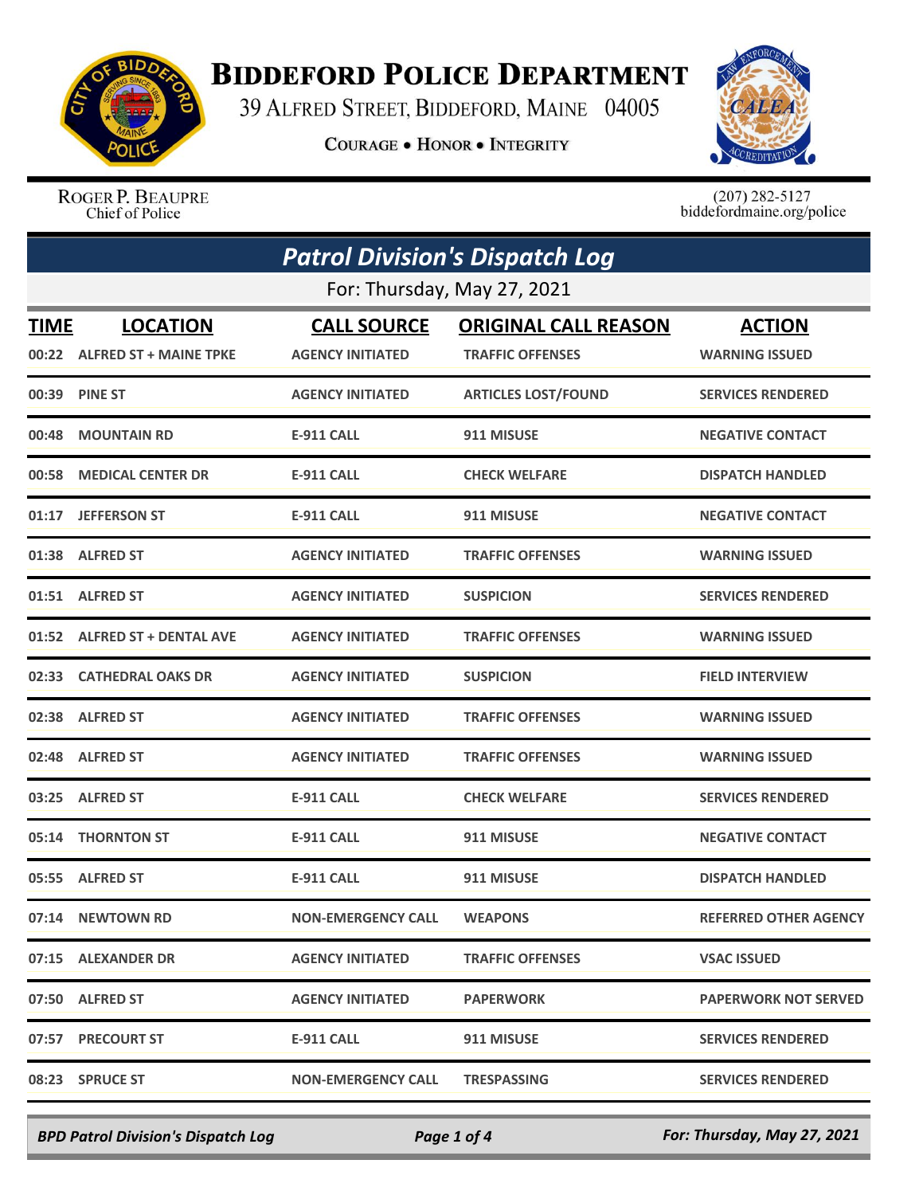# BIDDEFORD POLICE DEPARTMENT

39 ALFRED STREET, BIDDEFORD, MAINE 04005

COURAGE • HONOR • INTEGRITY

ROGER P. BEAUPRE
Chief of Police

(207) 282-5127
biddefordmaine.org/police

## *Patrol Division's Dispatch Log*

For: Thursday, May 27, 2021

| TIME | LOCATION | CALL SOURCE | ORIGINAL CALL REASON | ACTION |
|---|---|---|---|---|
| 00:22 | ALFRED ST + MAINE TPKE | AGENCY INITIATED | TRAFFIC OFFENSES | WARNING ISSUED |
| 00:39 | PINE ST | AGENCY INITIATED | ARTICLES LOST/FOUND | SERVICES RENDERED |
| 00:48 | MOUNTAIN RD | E-911 CALL | 911 MISUSE | NEGATIVE CONTACT |
| 00:58 | MEDICAL CENTER DR | E-911 CALL | CHECK WELFARE | DISPATCH HANDLED |
| 01:17 | JEFFERSON ST | E-911 CALL | 911 MISUSE | NEGATIVE CONTACT |
| 01:38 | ALFRED ST | AGENCY INITIATED | TRAFFIC OFFENSES | WARNING ISSUED |
| 01:51 | ALFRED ST | AGENCY INITIATED | SUSPICION | SERVICES RENDERED |
| 01:52 | ALFRED ST + DENTAL AVE | AGENCY INITIATED | TRAFFIC OFFENSES | WARNING ISSUED |
| 02:33 | CATHEDRAL OAKS DR | AGENCY INITIATED | SUSPICION | FIELD INTERVIEW |
| 02:38 | ALFRED ST | AGENCY INITIATED | TRAFFIC OFFENSES | WARNING ISSUED |
| 02:48 | ALFRED ST | AGENCY INITIATED | TRAFFIC OFFENSES | WARNING ISSUED |
| 03:25 | ALFRED ST | E-911 CALL | CHECK WELFARE | SERVICES RENDERED |
| 05:14 | THORNTON ST | E-911 CALL | 911 MISUSE | NEGATIVE CONTACT |
| 05:55 | ALFRED ST | E-911 CALL | 911 MISUSE | DISPATCH HANDLED |
| 07:14 | NEWTOWN RD | NON-EMERGENCY CALL | WEAPONS | REFERRED OTHER AGENCY |
| 07:15 | ALEXANDER DR | AGENCY INITIATED | TRAFFIC OFFENSES | VSAC ISSUED |
| 07:50 | ALFRED ST | AGENCY INITIATED | PAPERWORK | PAPERWORK NOT SERVED |
| 07:57 | PRECOURT ST | E-911 CALL | 911 MISUSE | SERVICES RENDERED |
| 08:23 | SPRUCE ST | NON-EMERGENCY CALL | TRESPASSING | SERVICES RENDERED |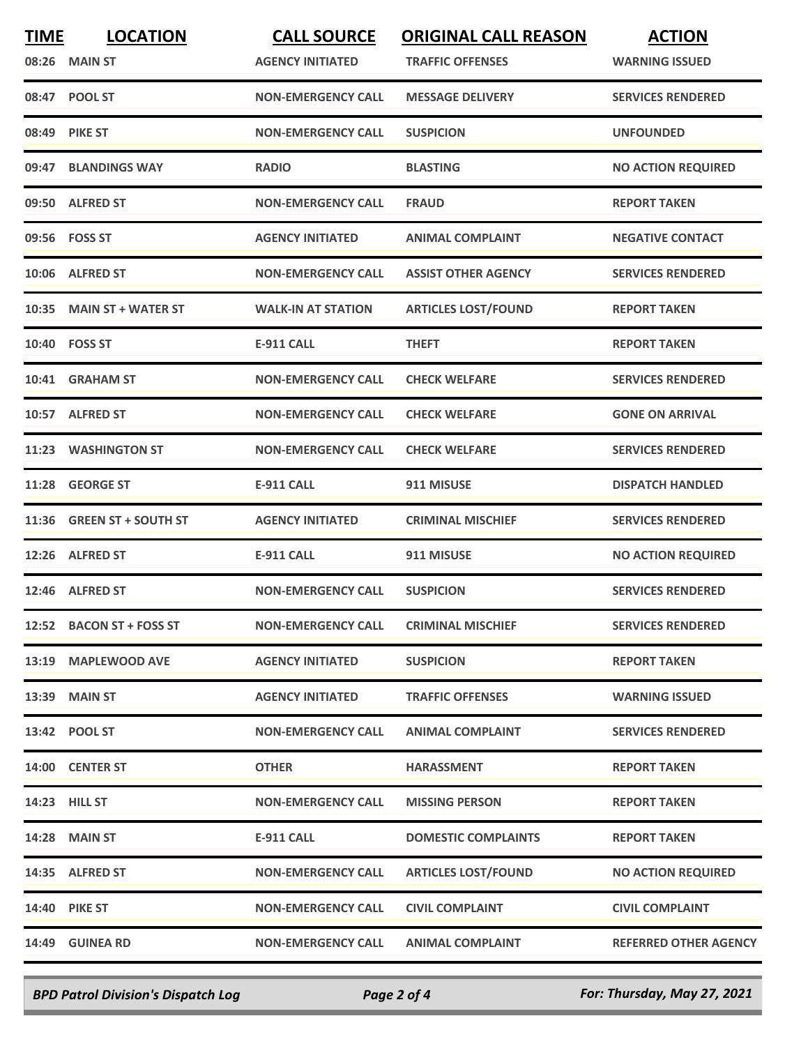| TIME | LOCATION | CALL SOURCE | ORIGINAL CALL REASON | ACTION |
| --- | --- | --- | --- | --- |
| 08:26 | MAIN ST | AGENCY INITIATED | TRAFFIC OFFENSES | WARNING ISSUED |
| 08:47 | POOL ST | NON-EMERGENCY CALL | MESSAGE DELIVERY | SERVICES RENDERED |
| 08:49 | PIKE ST | NON-EMERGENCY CALL | SUSPICION | UNFOUNDED |
| 09:47 | BLANDINGS WAY | RADIO | BLASTING | NO ACTION REQUIRED |
| 09:50 | ALFRED ST | NON-EMERGENCY CALL | FRAUD | REPORT TAKEN |
| 09:56 | FOSS ST | AGENCY INITIATED | ANIMAL COMPLAINT | NEGATIVE CONTACT |
| 10:06 | ALFRED ST | NON-EMERGENCY CALL | ASSIST OTHER AGENCY | SERVICES RENDERED |
| 10:35 | MAIN ST + WATER ST | WALK-IN AT STATION | ARTICLES LOST/FOUND | REPORT TAKEN |
| 10:40 | FOSS ST | E-911 CALL | THEFT | REPORT TAKEN |
| 10:41 | GRAHAM ST | NON-EMERGENCY CALL | CHECK WELFARE | SERVICES RENDERED |
| 10:57 | ALFRED ST | NON-EMERGENCY CALL | CHECK WELFARE | GONE ON ARRIVAL |
| 11:23 | WASHINGTON ST | NON-EMERGENCY CALL | CHECK WELFARE | SERVICES RENDERED |
| 11:28 | GEORGE ST | E-911 CALL | 911 MISUSE | DISPATCH HANDLED |
| 11:36 | GREEN ST + SOUTH ST | AGENCY INITIATED | CRIMINAL MISCHIEF | SERVICES RENDERED |
| 12:26 | ALFRED ST | E-911 CALL | 911 MISUSE | NO ACTION REQUIRED |
| 12:46 | ALFRED ST | NON-EMERGENCY CALL | SUSPICION | SERVICES RENDERED |
| 12:52 | BACON ST + FOSS ST | NON-EMERGENCY CALL | CRIMINAL MISCHIEF | SERVICES RENDERED |
| 13:19 | MAPLEWOOD AVE | AGENCY INITIATED | SUSPICION | REPORT TAKEN |
| 13:39 | MAIN ST | AGENCY INITIATED | TRAFFIC OFFENSES | WARNING ISSUED |
| 13:42 | POOL ST | NON-EMERGENCY CALL | ANIMAL COMPLAINT | SERVICES RENDERED |
| 14:00 | CENTER ST | OTHER | HARASSMENT | REPORT TAKEN |
| 14:23 | HILL ST | NON-EMERGENCY CALL | MISSING PERSON | REPORT TAKEN |
| 14:28 | MAIN ST | E-911 CALL | DOMESTIC COMPLAINTS | REPORT TAKEN |
| 14:35 | ALFRED ST | NON-EMERGENCY CALL | ARTICLES LOST/FOUND | NO ACTION REQUIRED |
| 14:40 | PIKE ST | NON-EMERGENCY CALL | CIVIL COMPLAINT | CIVIL COMPLAINT |
| 14:49 | GUINEA RD | NON-EMERGENCY CALL | ANIMAL COMPLAINT | REFERRED OTHER AGENCY |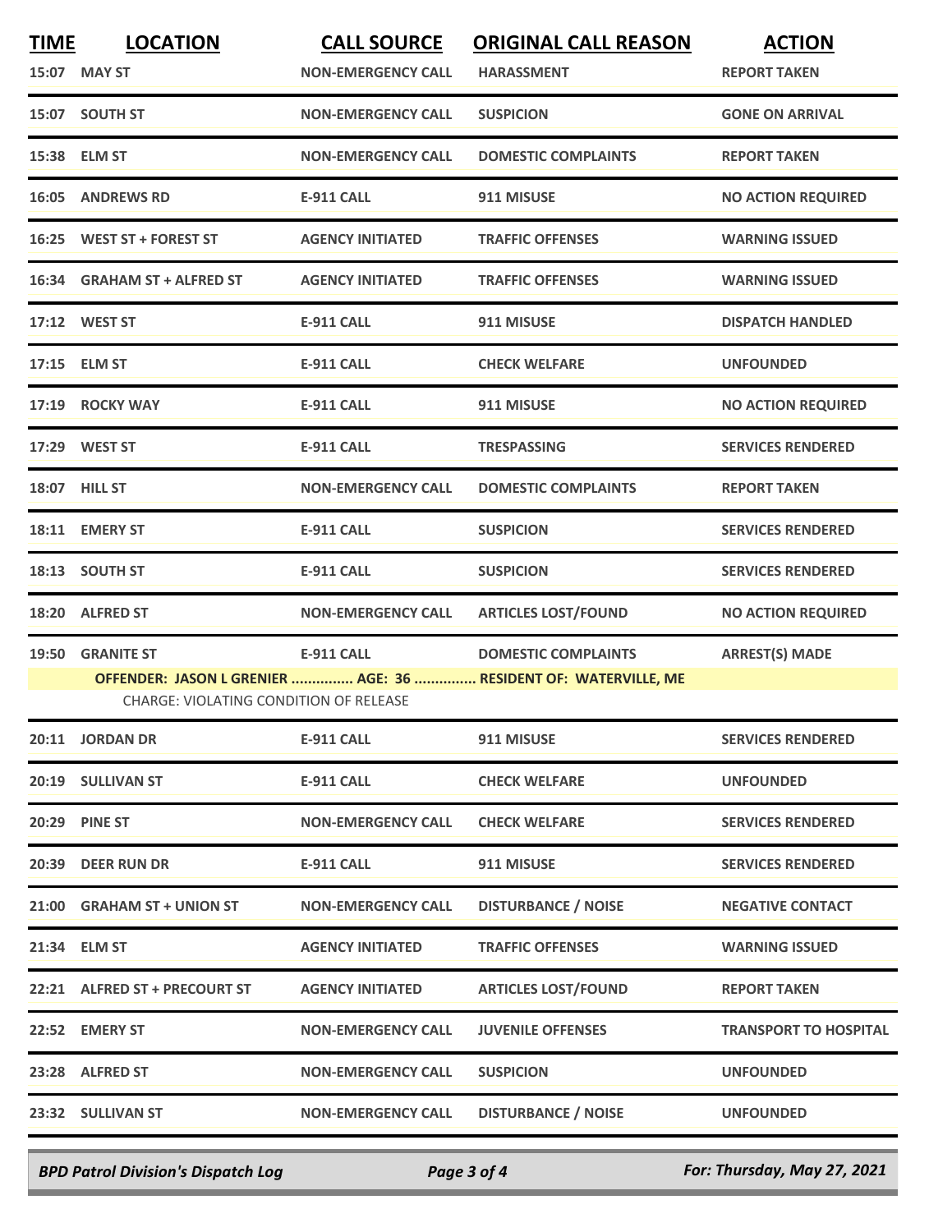| TIME | LOCATION | CALL SOURCE | ORIGINAL CALL REASON | ACTION |
|---|---|---|---|---|
| 15:07 | MAY ST | NON-EMERGENCY CALL | HARASSMENT | REPORT TAKEN |
| 15:07 | SOUTH ST | NON-EMERGENCY CALL | SUSPICION | GONE ON ARRIVAL |
| 15:38 | ELM ST | NON-EMERGENCY CALL | DOMESTIC COMPLAINTS | REPORT TAKEN |
| 16:05 | ANDREWS RD | E-911 CALL | 911 MISUSE | NO ACTION REQUIRED |
| 16:25 | WEST ST + FOREST ST | AGENCY INITIATED | TRAFFIC OFFENSES | WARNING ISSUED |
| 16:34 | GRAHAM ST + ALFRED ST | AGENCY INITIATED | TRAFFIC OFFENSES | WARNING ISSUED |
| 17:12 | WEST ST | E-911 CALL | 911 MISUSE | DISPATCH HANDLED |
| 17:15 | ELM ST | E-911 CALL | CHECK WELFARE | UNFOUNDED |
| 17:19 | ROCKY WAY | E-911 CALL | 911 MISUSE | NO ACTION REQUIRED |
| 17:29 | WEST ST | E-911 CALL | TRESPASSING | SERVICES RENDERED |
| 18:07 | HILL ST | NON-EMERGENCY CALL | DOMESTIC COMPLAINTS | REPORT TAKEN |
| 18:11 | EMERY ST | E-911 CALL | SUSPICION | SERVICES RENDERED |
| 18:13 | SOUTH ST | E-911 CALL | SUSPICION | SERVICES RENDERED |
| 18:20 | ALFRED ST | NON-EMERGENCY CALL | ARTICLES LOST/FOUND | NO ACTION REQUIRED |
| 19:50 | GRANITE ST | E-911 CALL | DOMESTIC COMPLAINTS | ARREST(S) MADE |
| | OFFENDER: JASON L GRENIER ............... AGE: 36 ............... RESIDENT OF: WATERVILLE, ME | | | |
| | CHARGE: VIOLATING CONDITION OF RELEASE | | | |
| 20:11 | JORDAN DR | E-911 CALL | 911 MISUSE | SERVICES RENDERED |
| 20:19 | SULLIVAN ST | E-911 CALL | CHECK WELFARE | UNFOUNDED |
| 20:29 | PINE ST | NON-EMERGENCY CALL | CHECK WELFARE | SERVICES RENDERED |
| 20:39 | DEER RUN DR | E-911 CALL | 911 MISUSE | SERVICES RENDERED |
| 21:00 | GRAHAM ST + UNION ST | NON-EMERGENCY CALL | DISTURBANCE / NOISE | NEGATIVE CONTACT |
| 21:34 | ELM ST | AGENCY INITIATED | TRAFFIC OFFENSES | WARNING ISSUED |
| 22:21 | ALFRED ST + PRECOURT ST | AGENCY INITIATED | ARTICLES LOST/FOUND | REPORT TAKEN |
| 22:52 | EMERY ST | NON-EMERGENCY CALL | JUVENILE OFFENSES | TRANSPORT TO HOSPITAL |
| 23:28 | ALFRED ST | NON-EMERGENCY CALL | SUSPICION | UNFOUNDED |
| 23:32 | SULLIVAN ST | NON-EMERGENCY CALL | DISTURBANCE / NOISE | UNFOUNDED |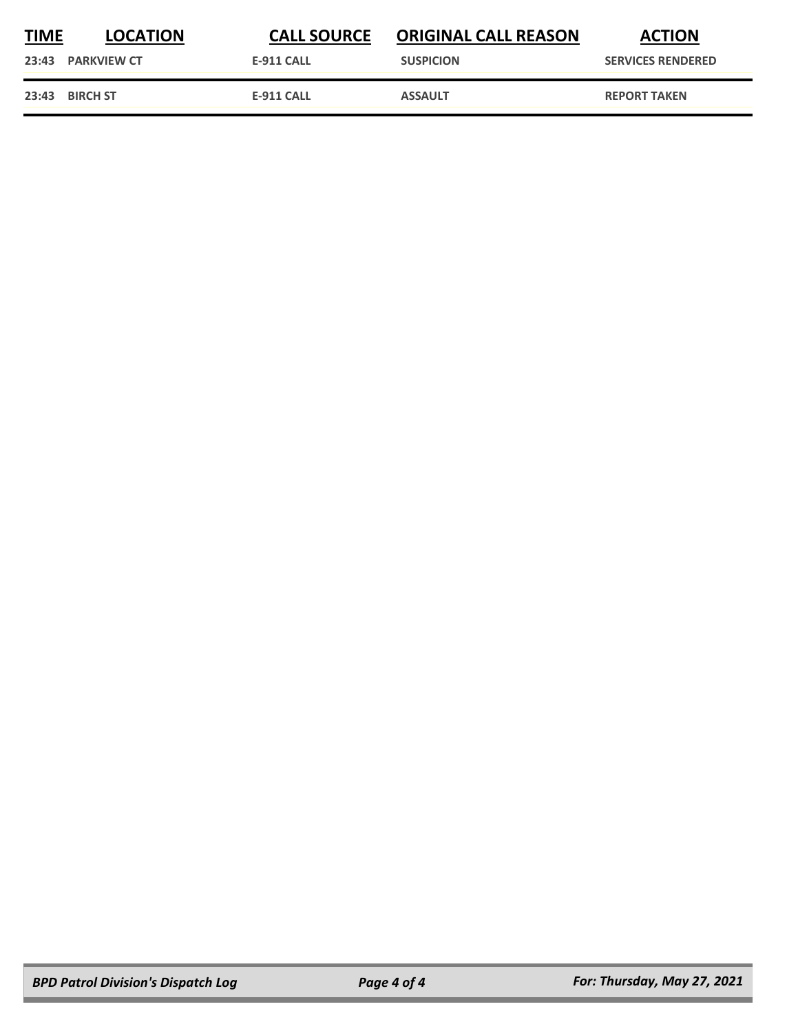| TIME | LOCATION | CALL SOURCE | ORIGINAL CALL REASON | ACTION |
| --- | --- | --- | --- | --- |
| 23:43 | PARKVIEW CT | E-911 CALL | SUSPICION | SERVICES RENDERED |
| 23:43 | BIRCH ST | E-911 CALL | ASSAULT | REPORT TAKEN |